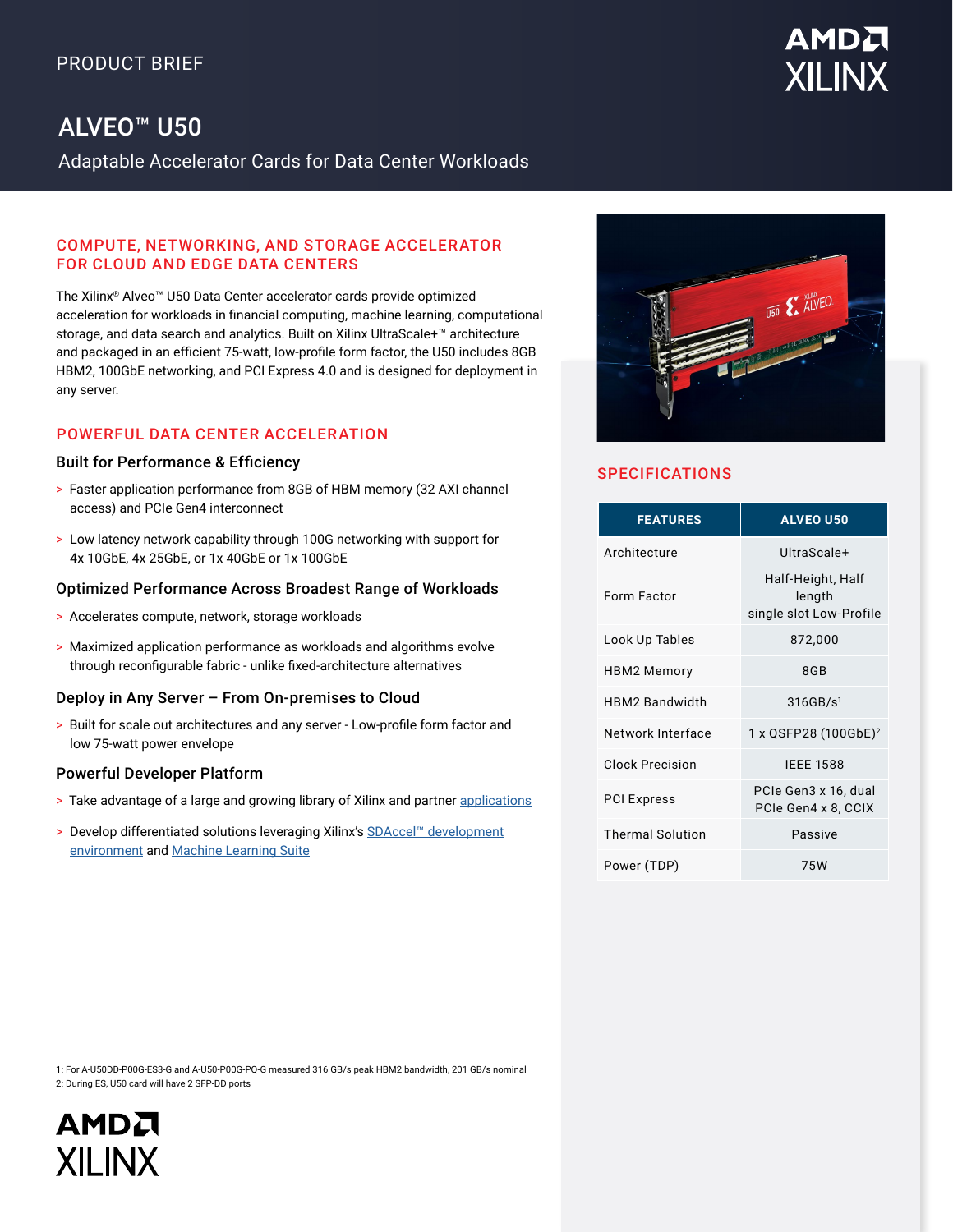PRODUCT BRIEF

# ALVEO™ U50

Adaptable Accelerator Cards for Data Center Workloads

## COMPUTE, NETWORKING, AND STORAGE ACCELERATOR FOR CLOUD AND EDGE DATA CENTERS

The Xilinx® Alveo™ U50 Data Center accelerator cards provide optimized acceleration for workloads in financial computing, machine learning, computational storage, and data search and analytics. Built on Xilinx UltraScale+™ architecture and packaged in an efficient 75-watt, low-profile form factor, the U50 includes 8GB HBM2, 100GbE networking, and PCI Express 4.0 and is designed for deployment in any server.

## POWERFUL DATA CENTER ACCELERATION

### Built for Performance & Efficiency

- Faster application performance from 8GB of HBM memory (32 AXI channel access) and PCIe Gen4 interconnect
- Low latency network capability through 100G networking with support for 4x 10GbE, 4x 25GbE, or 1x 40GbE or 1x 100GbE

### Optimized Performance Across Broadest Range of Workloads

- Accelerates compute, network, storage workloads
- Maximized application performance as workloads and algorithms evolve through reconfigurable fabric - unlike fixed-architecture alternatives

### Deploy in Any Server – From On-premises to Cloud

- Built for scale out architectures and any server - Low-profile form factor and low 75-watt power envelope

### Powerful Developer Platform

- Take advantage of a large and growing library of Xilinx and partner applications
- Develop differentiated solutions leveraging Xilinx's SDAccel™ development environment and Machine Learning Suite

## SPECIFICATIONS

| FEATURES | ALVEO U50 |
|---|---|
| Architecture | UltraScale+ |
| Form Factor | Half-Height, Half length single slot Low-Profile |
| Look Up Tables | 872,000 |
| HBM2 Memory | 8GB |
| HBM2 Bandwidth | 316GB/s[1] |
| Network Interface | 1 x QSFP28 (100GbE)[2] |
| Clock Precision | IEEE 1588 |
| PCI Express | PCIe Gen3 x 16, dual PCIe Gen4 x 8, CCIX |
| Thermal Solution | Passive |
| Power (TDP) | 75W |

1: For A-U50DD-P00G-ES3-G and A-U50-P00G-PQ-G measured 316 GB/s peak HBM2 bandwidth, 201 GB/s nominal
2: During ES, U50 card will have 2 SFP-DD ports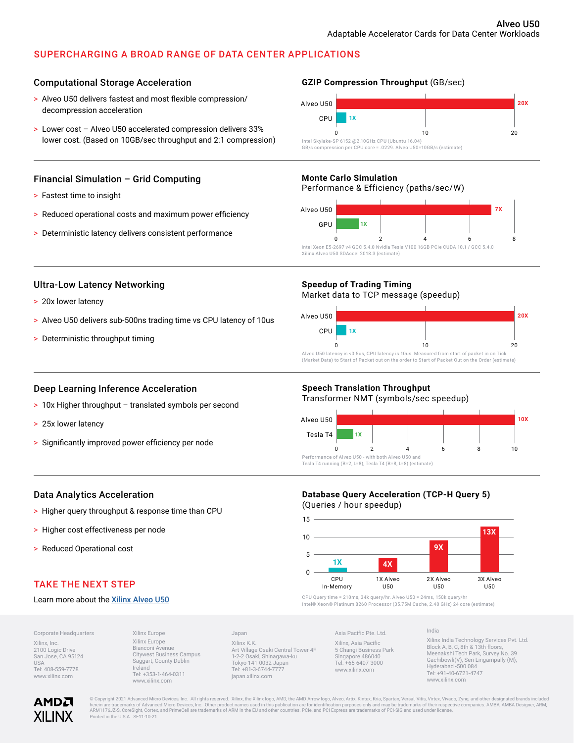## SUPERCHARGING A BROAD RANGE OF DATA CENTER APPLICATIONS

### Computational Storage Acceleration

- Alveo U50 delivers fastest and most flexible compression/decompression acceleration
- Lower cost – Alveo U50 accelerated compression delivers 33% lower cost. (Based on 10GB/sec throughput and 2:1 compression)

**GZIP Compression Throughput** (GB/sec)

Alveo U50 20X
CPU 1X
0 10 20

Intel Skylake-SP 6152 @2.10GHz CPU (Ubuntu 16.04)
GB/s compression per CPU core = .0229. Alveo U50=10GB/s (estimate)

### Financial Simulation – Grid Computing

- Fastest time to insight
- Reduced operational costs and maximum power efficiency
- Deterministic latency delivers consistent performance

**Monte Carlo Simulation**
Performance & Efficiency (paths/sec/W)

Alveo U50 7X
GPU 1X
0 2 4 6 8

Intel Xeon E5-2697 v4 GCC 5.4.0 Nvidia Tesla V100 16GB PCIe CUDA 10.1 / GCC 5.4.0
Xilinx Alveo U50 SDAccel 2018.3 (estimate)

### Ultra-Low Latency Networking

- 20x lower latency
- Alveo U50 delivers sub-500ns trading time vs CPU latency of 10us
- Deterministic throughput timing

**Speedup of Trading Timing**
Market data to TCP message (speedup)

Alveo U50 20X
CPU 1X
0 10 20

Alveo U50 latency is <0.5us, CPU latency is 10us. Measured from start of packet in on Tick (Market Data) to Start of Packet out on the order to Start of Packet Out on the Order (estimate)

### Deep Learning Inference Acceleration

- 10x Higher throughput – translated symbols per second
- 25x lower latency
- Significantly improved power efficiency per node

**Speech Translation Throughput**
Transformer NMT (symbols/sec speedup)

Alveo U50 10X
Tesla T4 1X
0 2 4 6 8 10

Performance of Alveo U50 - with both Alveo U50 and Tesla T4 running (B=2, L=8), Tesla T4 (B=8, L=8) (estimate)

### Data Analytics Acceleration

- Higher query throughput & response time than CPU
- Higher cost effectiveness per node
- Reduced Operational cost

**Database Query Acceleration (TCP-H Query 5)**
(Queries / hour speedup)

15
10
5
0

1X CPU In-Memory
4X 1X Alveo U50
9X 2X Alveo U50
13X 3X Alveo U50

CPU Query time = 210ms, 34k query/hr. Alveo U50 = 24ms, 150k query/hr
Intel® Xeon® Platinum 8260 Processor (35.75M Cache, 2.40 GHz) 24 core (estimate)

### TAKE THE NEXT STEP

Learn more about the Xilinx Alveo U50

---

**Corporate Headquarters**
Xilinx, Inc.
2100 Logic Drive
San Jose, CA 95124
USA
Tel: 408-559-7778
www.xilinx.com

**Xilinx Europe**
Xilinx Europe
Bianconi Avenue
Citywest Business Campus
Saggart, County Dublin
Ireland
Tel: +353-1-464-0311
www.xilinx.com

**Japan**
Xilinx K.K.
Art Village Osaki Central Tower 4F
1-2-2 Osaki, Shinagawa-ku
Tokyo 141-0032 Japan
Tel: +81-3-6744-7777
japan.xilinx.com

**Asia Pacific Pte. Ltd.**
Xilinx, Asia Pacific
5 Changi Business Park
Singapore 486040
Tel: +65-6407-3000
www.xilinx.com

**India**
Xilinx India Technology Services Pvt. Ltd.
Block A, B, C, 8th & 13th floors,
Meenakshi Tech Park, Survey No. 39
Gachibowli(V), Seri Lingampally (M),
Hyderabad -500 084
Tel: +91-40-6721-4747
www.xilinx.com

AMD XILINX

© Copyright 2021 Advanced Micro Devices, Inc. All rights reserved. Xilinx, the Xilinx logo, AMD, the AMD Arrow logo, Alveo, Artix, Kintex, Kria, Spartan, Versal, Vitis, Virtex, Vivado, Zynq, and other designated brands included herein are trademarks of Advanced Micro Devices, Inc. Other product names used in this publication are for identification purposes only and may be trademarks of their respective companies. AMBA, AMBA Designer, ARM, ARM1176JZ-S, CoreSight, Cortex, and PrimeCell are trademarks of ARM in the EU and other countries. PCIe, and PCI Express are trademarks of PCI-SIG and used under license.
Printed in the U.S.A. SF11-10-21